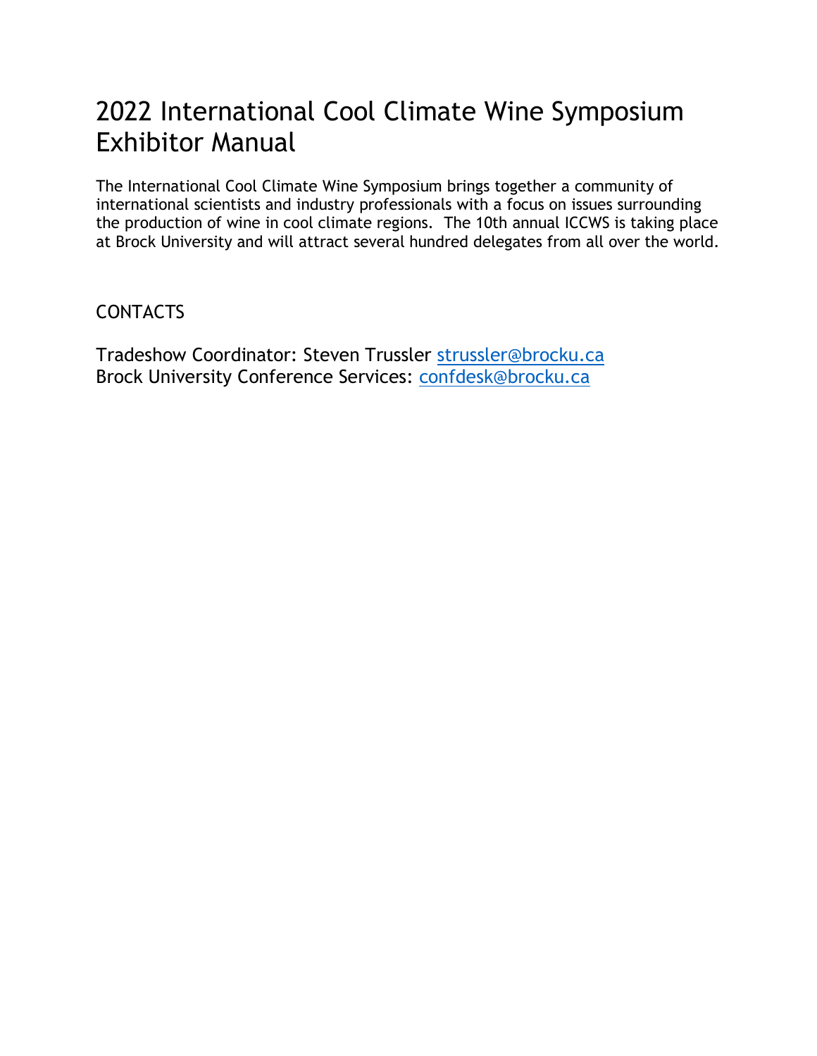# 2022 International Cool Climate Wine Symposium Exhibitor Manual

The International Cool Climate Wine Symposium brings together a community of international scientists and industry professionals with a focus on issues surrounding the production of wine in cool climate regions. The 10th annual ICCWS is taking place at Brock University and will attract several hundred delegates from all over the world.

## CONTACTS

Tradeshow Coordinator: Steven Trussler strussler@brocku.ca
Brock University Conference Services: confdesk@brocku.ca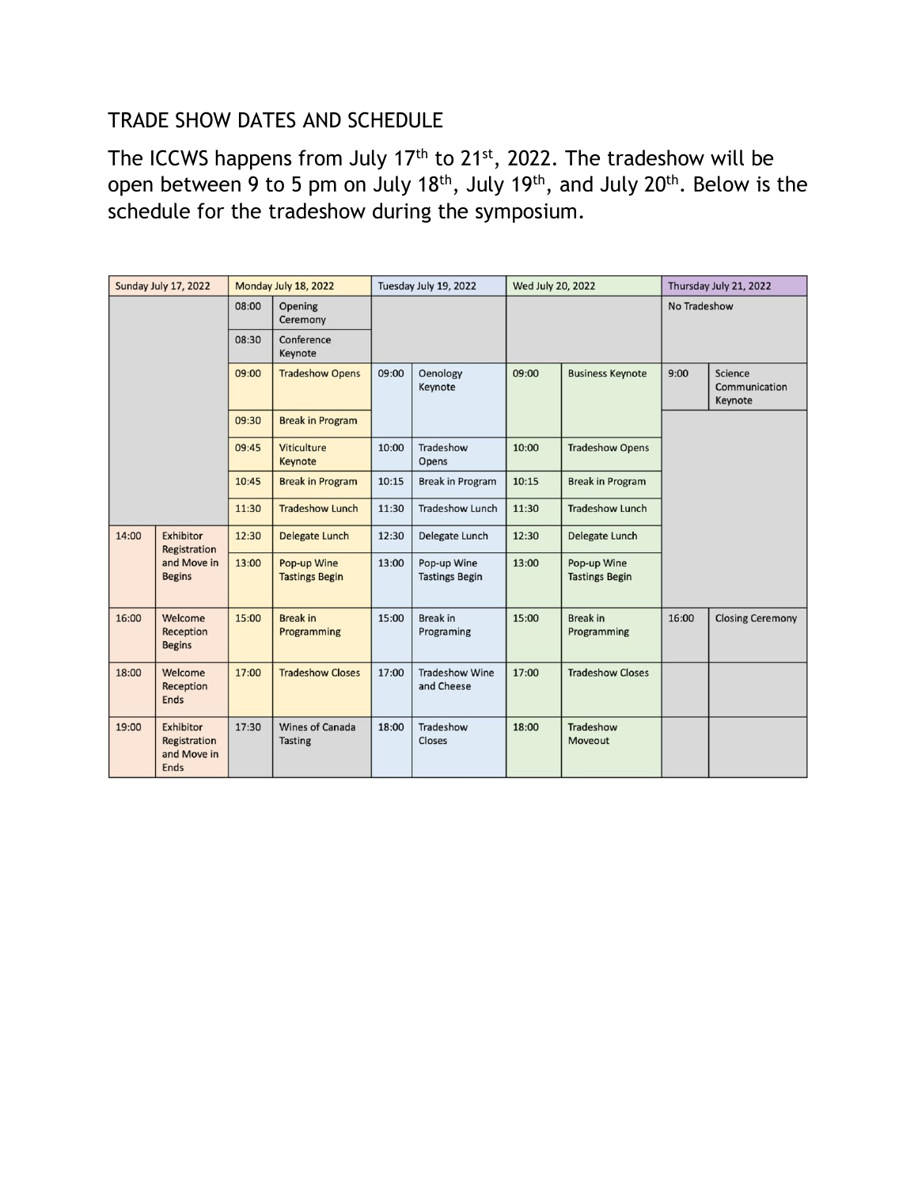## TRADE SHOW DATES AND SCHEDULE

The ICCWS happens from July 17th to 21st, 2022. The tradeshow will be open between 9 to 5 pm on July 18th, July 19th, and July 20th. Below is the schedule for the tradeshow during the symposium.

| Sunday July 17, 2022 | | Monday July 18, 2022 | | Tuesday July 19, 2022 | | Wed July 20, 2022 | | Thursday July 21, 2022 | |
|---|---|---|---|---|---|---|---|---|---|
| | | 08:00 | Opening Ceremony | | | | | No Tradeshow | |
| | | 08:30 | Conference Keynote | | | | | | |
| | | 09:00 | Tradeshow Opens | 09:00 | Oenology Keynote | 09:00 | Business Keynote | 9:00 | Science Communication Keynote |
| | | 09:30 | Break in Program | | | | | | |
| | | 09:45 | Viticulture Keynote | 10:00 | Tradeshow Opens | 10:00 | Tradeshow Opens | | |
| | | 10:45 | Break in Program | 10:15 | Break in Program | 10:15 | Break in Program | | |
| | | 11:30 | Tradeshow Lunch | 11:30 | Tradeshow Lunch | 11:30 | Tradeshow Lunch | | |
| 14:00 | Exhibitor Registration and Move in Begins | 12:30 | Delegate Lunch | 12:30 | Delegate Lunch | 12:30 | Delegate Lunch | | |
| | | 13:00 | Pop-up Wine Tastings Begin | 13:00 | Pop-up Wine Tastings Begin | 13:00 | Pop-up Wine Tastings Begin | | |
| 16:00 | Welcome Reception Begins | 15:00 | Break in Programming | 15:00 | Break in Programing | 15:00 | Break in Programming | 16:00 | Closing Ceremony |
| 18:00 | Welcome Reception Ends | 17:00 | Tradeshow Closes | 17:00 | Tradeshow Wine and Cheese | 17:00 | Tradeshow Closes | | |
| 19:00 | Exhibitor Registration and Move in Ends | 17:30 | Wines of Canada Tasting | 18:00 | Tradeshow Closes | 18:00 | Tradeshow Moveout | | |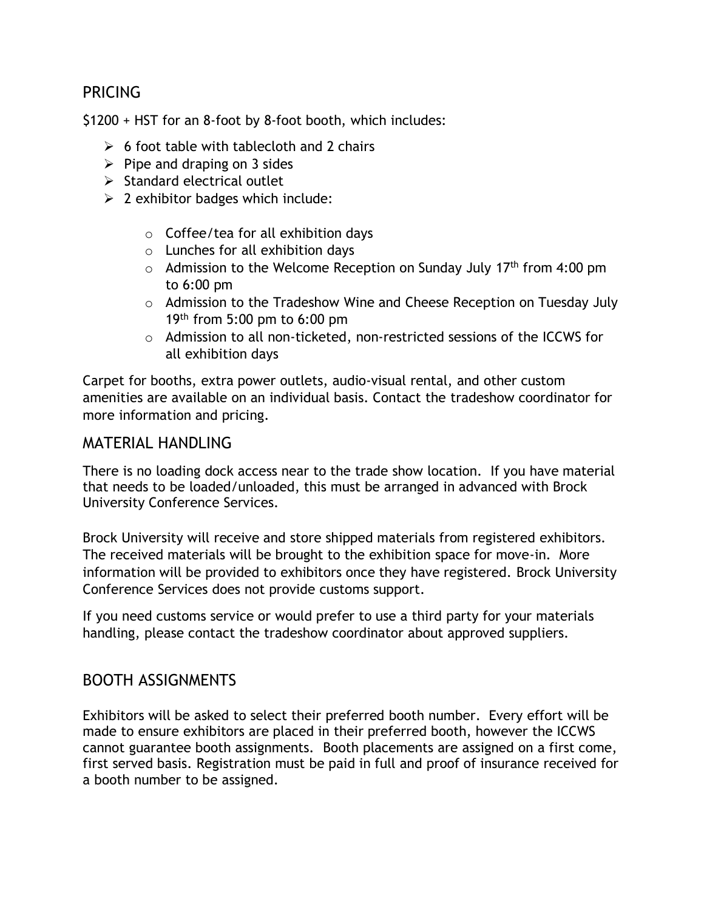## PRICING

$1200 + HST for an 8-foot by 8-foot booth, which includes:

- 6 foot table with tablecloth and 2 chairs
- Pipe and draping on 3 sides
- Standard electrical outlet
- 2 exhibitor badges which include:
  - Coffee/tea for all exhibition days
  - Lunches for all exhibition days
  - Admission to the Welcome Reception on Sunday July 17th from 4:00 pm to 6:00 pm
  - Admission to the Tradeshow Wine and Cheese Reception on Tuesday July 19th from 5:00 pm to 6:00 pm
  - Admission to all non-ticketed, non-restricted sessions of the ICCWS for all exhibition days

Carpet for booths, extra power outlets, audio-visual rental, and other custom amenities are available on an individual basis. Contact the tradeshow coordinator for more information and pricing.

## MATERIAL HANDLING

There is no loading dock access near to the trade show location. If you have material that needs to be loaded/unloaded, this must be arranged in advanced with Brock University Conference Services.

Brock University will receive and store shipped materials from registered exhibitors. The received materials will be brought to the exhibition space for move-in. More information will be provided to exhibitors once they have registered. Brock University Conference Services does not provide customs support.

If you need customs service or would prefer to use a third party for your materials handling, please contact the tradeshow coordinator about approved suppliers.

## BOOTH ASSIGNMENTS

Exhibitors will be asked to select their preferred booth number. Every effort will be made to ensure exhibitors are placed in their preferred booth, however the ICCWS cannot guarantee booth assignments. Booth placements are assigned on a first come, first served basis. Registration must be paid in full and proof of insurance received for a booth number to be assigned.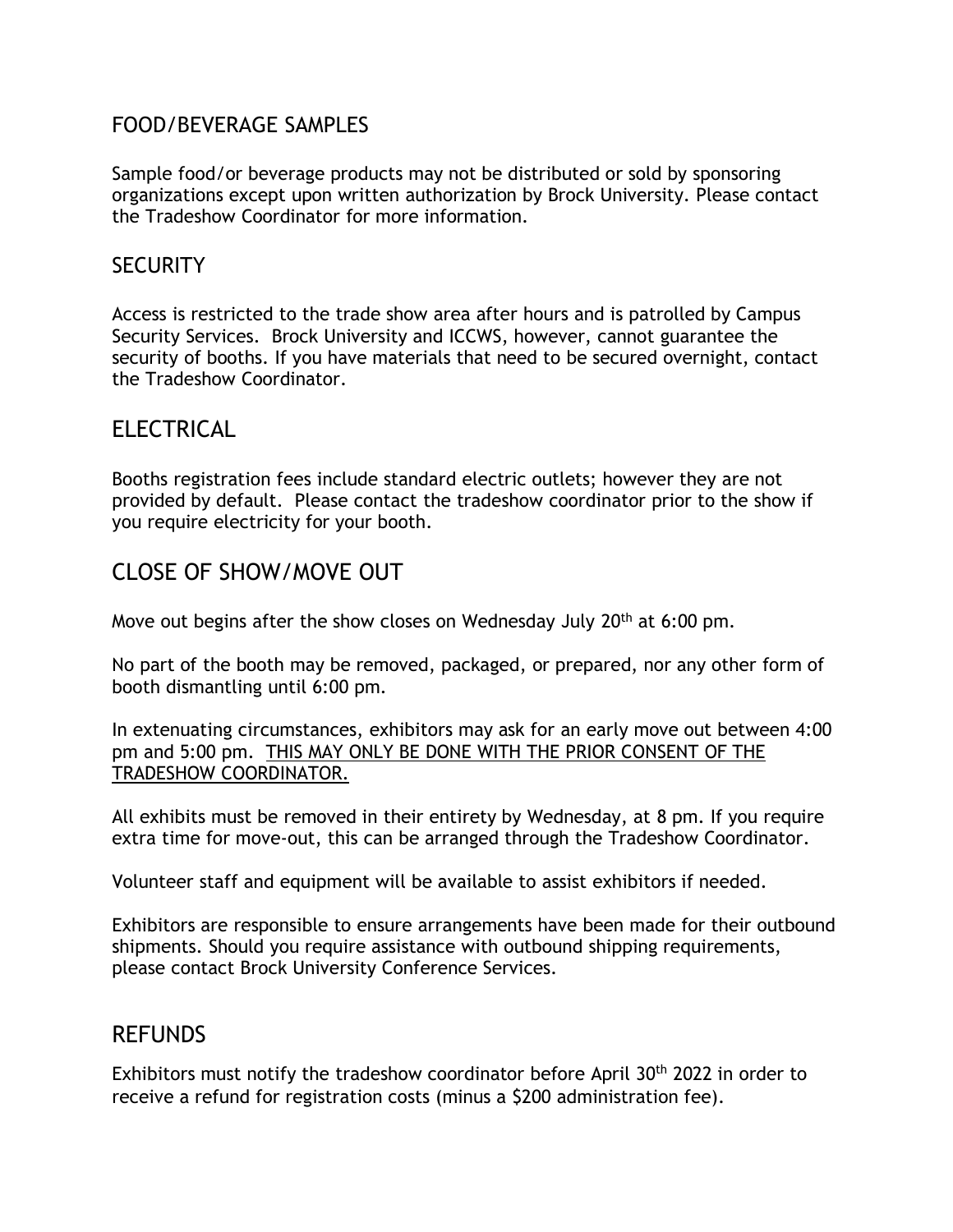## FOOD/BEVERAGE SAMPLES

Sample food/or beverage products may not be distributed or sold by sponsoring organizations except upon written authorization by Brock University. Please contact the Tradeshow Coordinator for more information.

## SECURITY

Access is restricted to the trade show area after hours and is patrolled by Campus Security Services. Brock University and ICCWS, however, cannot guarantee the security of booths. If you have materials that need to be secured overnight, contact the Tradeshow Coordinator.

## ELECTRICAL

Booths registration fees include standard electric outlets; however they are not provided by default. Please contact the tradeshow coordinator prior to the show if you require electricity for your booth.

## CLOSE OF SHOW/MOVE OUT

Move out begins after the show closes on Wednesday July 20th at 6:00 pm.

No part of the booth may be removed, packaged, or prepared, nor any other form of booth dismantling until 6:00 pm.

In extenuating circumstances, exhibitors may ask for an early move out between 4:00 pm and 5:00 pm. <u>THIS MAY ONLY BE DONE WITH THE PRIOR CONSENT OF THE TRADESHOW COORDINATOR.</u>

All exhibits must be removed in their entirety by Wednesday, at 8 pm. If you require extra time for move-out, this can be arranged through the Tradeshow Coordinator.

Volunteer staff and equipment will be available to assist exhibitors if needed.

Exhibitors are responsible to ensure arrangements have been made for their outbound shipments. Should you require assistance with outbound shipping requirements, please contact Brock University Conference Services.

## REFUNDS

Exhibitors must notify the tradeshow coordinator before April 30th 2022 in order to receive a refund for registration costs (minus a $200 administration fee).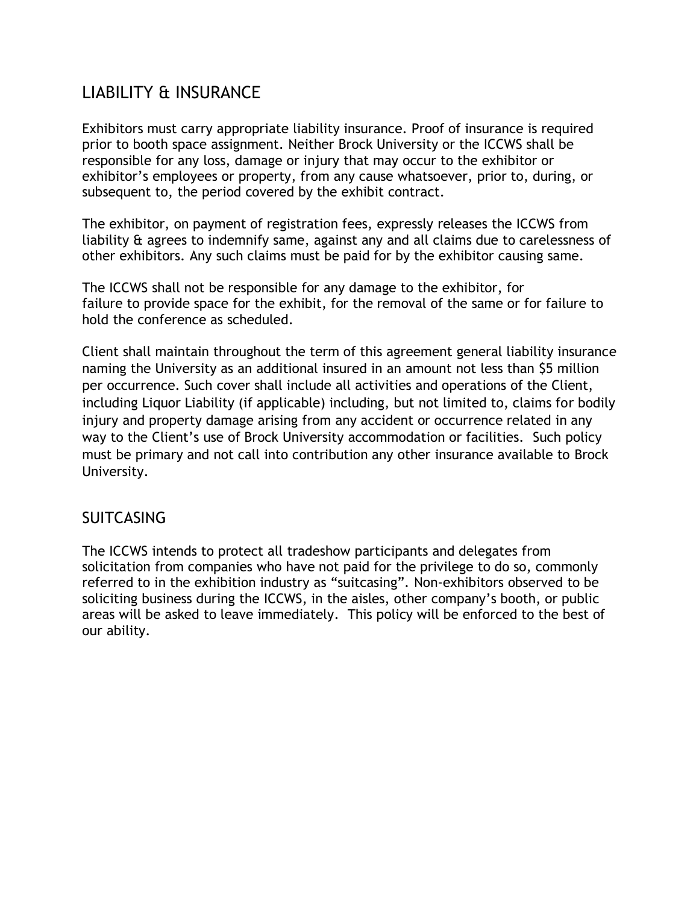## LIABILITY & INSURANCE

Exhibitors must carry appropriate liability insurance. Proof of insurance is required prior to booth space assignment. Neither Brock University or the ICCWS shall be responsible for any loss, damage or injury that may occur to the exhibitor or exhibitor's employees or property, from any cause whatsoever, prior to, during, or subsequent to, the period covered by the exhibit contract.

The exhibitor, on payment of registration fees, expressly releases the ICCWS from liability & agrees to indemnify same, against any and all claims due to carelessness of other exhibitors. Any such claims must be paid for by the exhibitor causing same.

The ICCWS shall not be responsible for any damage to the exhibitor, for failure to provide space for the exhibit, for the removal of the same or for failure to hold the conference as scheduled.

Client shall maintain throughout the term of this agreement general liability insurance naming the University as an additional insured in an amount not less than $5 million per occurrence. Such cover shall include all activities and operations of the Client, including Liquor Liability (if applicable) including, but not limited to, claims for bodily injury and property damage arising from any accident or occurrence related in any way to the Client's use of Brock University accommodation or facilities. Such policy must be primary and not call into contribution any other insurance available to Brock University.

## SUITCASING

The ICCWS intends to protect all tradeshow participants and delegates from solicitation from companies who have not paid for the privilege to do so, commonly referred to in the exhibition industry as "suitcasing". Non-exhibitors observed to be soliciting business during the ICCWS, in the aisles, other company's booth, or public areas will be asked to leave immediately. This policy will be enforced to the best of our ability.